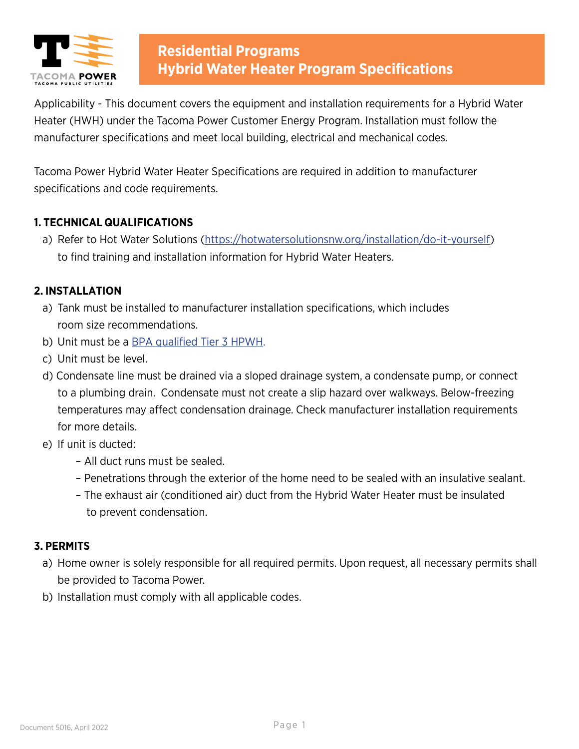# Residential Programs
# Hybrid Water Heater Program Specifications

Applicability - This document covers the equipment and installation requirements for a Hybrid Water Heater (HWH) under the Tacoma Power Customer Energy Program. Installation must follow the manufacturer specifications and meet local building, electrical and mechanical codes.

Tacoma Power Hybrid Water Heater Specifications are required in addition to manufacturer specifications and code requirements.

## 1. TECHNICAL QUALIFICATIONS

a) Refer to Hot Water Solutions (https://hotwatersolutionsnw.org/installation/do-it-yourself) to find training and installation information for Hybrid Water Heaters.

## 2. INSTALLATION

a) Tank must be installed to manufacturer installation specifications, which includes room size recommendations.

b) Unit must be a BPA qualified Tier 3 HPWH.

c) Unit must be level.

d) Condensate line must be drained via a sloped drainage system, a condensate pump, or connect to a plumbing drain. Condensate must not create a slip hazard over walkways. Below-freezing temperatures may affect condensation drainage. Check manufacturer installation requirements for more details.

e) If unit is ducted:

- All duct runs must be sealed.
- Penetrations through the exterior of the home need to be sealed with an insulative sealant.
- The exhaust air (conditioned air) duct from the Hybrid Water Heater must be insulated to prevent condensation.

## 3. PERMITS

a) Home owner is solely responsible for all required permits. Upon request, all necessary permits shall be provided to Tacoma Power.

b) Installation must comply with all applicable codes.

Document 5016, April 2022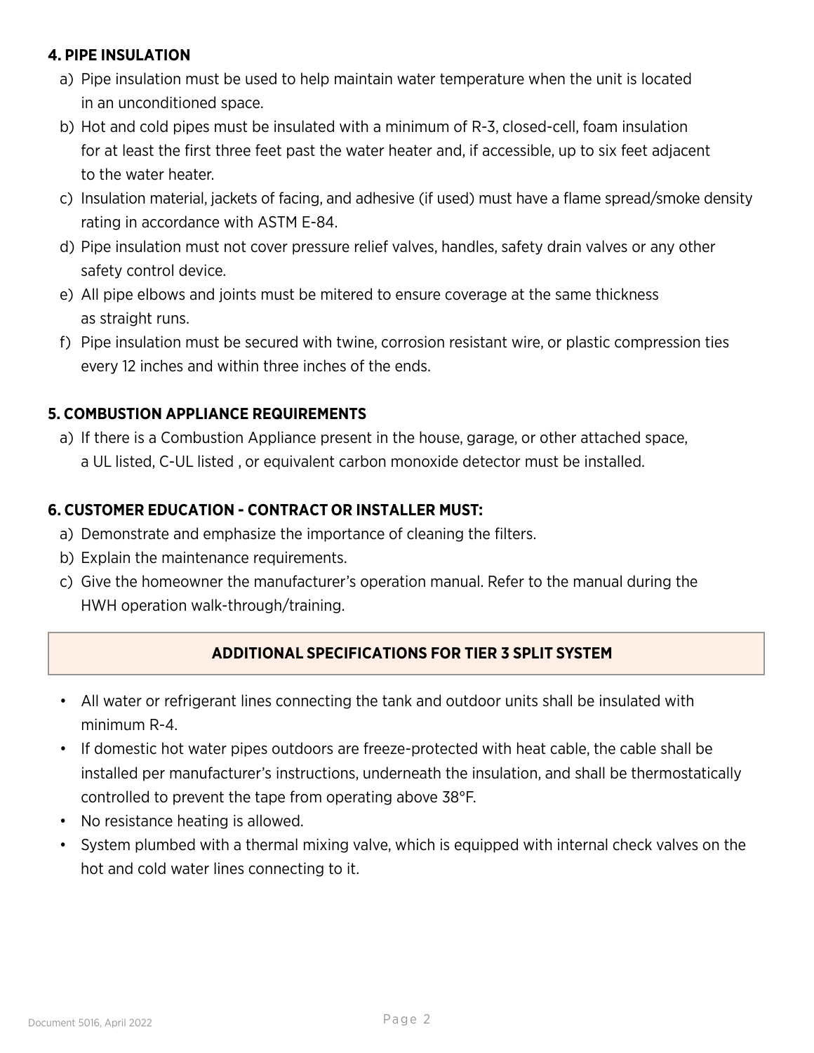### 4. PIPE INSULATION

a) Pipe insulation must be used to help maintain water temperature when the unit is located in an unconditioned space.

b) Hot and cold pipes must be insulated with a minimum of R-3, closed-cell, foam insulation for at least the first three feet past the water heater and, if accessible, up to six feet adjacent to the water heater.

c) Insulation material, jackets of facing, and adhesive (if used) must have a flame spread/smoke density rating in accordance with ASTM E-84.

d) Pipe insulation must not cover pressure relief valves, handles, safety drain valves or any other safety control device.

e) All pipe elbows and joints must be mitered to ensure coverage at the same thickness as straight runs.

f) Pipe insulation must be secured with twine, corrosion resistant wire, or plastic compression ties every 12 inches and within three inches of the ends.

### 5. COMBUSTION APPLIANCE REQUIREMENTS

a) If there is a Combustion Appliance present in the house, garage, or other attached space, a UL listed, C-UL listed , or equivalent carbon monoxide detector must be installed.

### 6. CUSTOMER EDUCATION - CONTRACT OR INSTALLER MUST:

a) Demonstrate and emphasize the importance of cleaning the filters.

b) Explain the maintenance requirements.

c) Give the homeowner the manufacturer's operation manual. Refer to the manual during the HWH operation walk-through/training.

### ADDITIONAL SPECIFICATIONS FOR TIER 3 SPLIT SYSTEM

- All water or refrigerant lines connecting the tank and outdoor units shall be insulated with minimum R-4.
- If domestic hot water pipes outdoors are freeze-protected with heat cable, the cable shall be installed per manufacturer's instructions, underneath the insulation, and shall be thermostatically controlled to prevent the tape from operating above 38°F.
- No resistance heating is allowed.
- System plumbed with a thermal mixing valve, which is equipped with internal check valves on the hot and cold water lines connecting to it.

Document 5016, April 2022